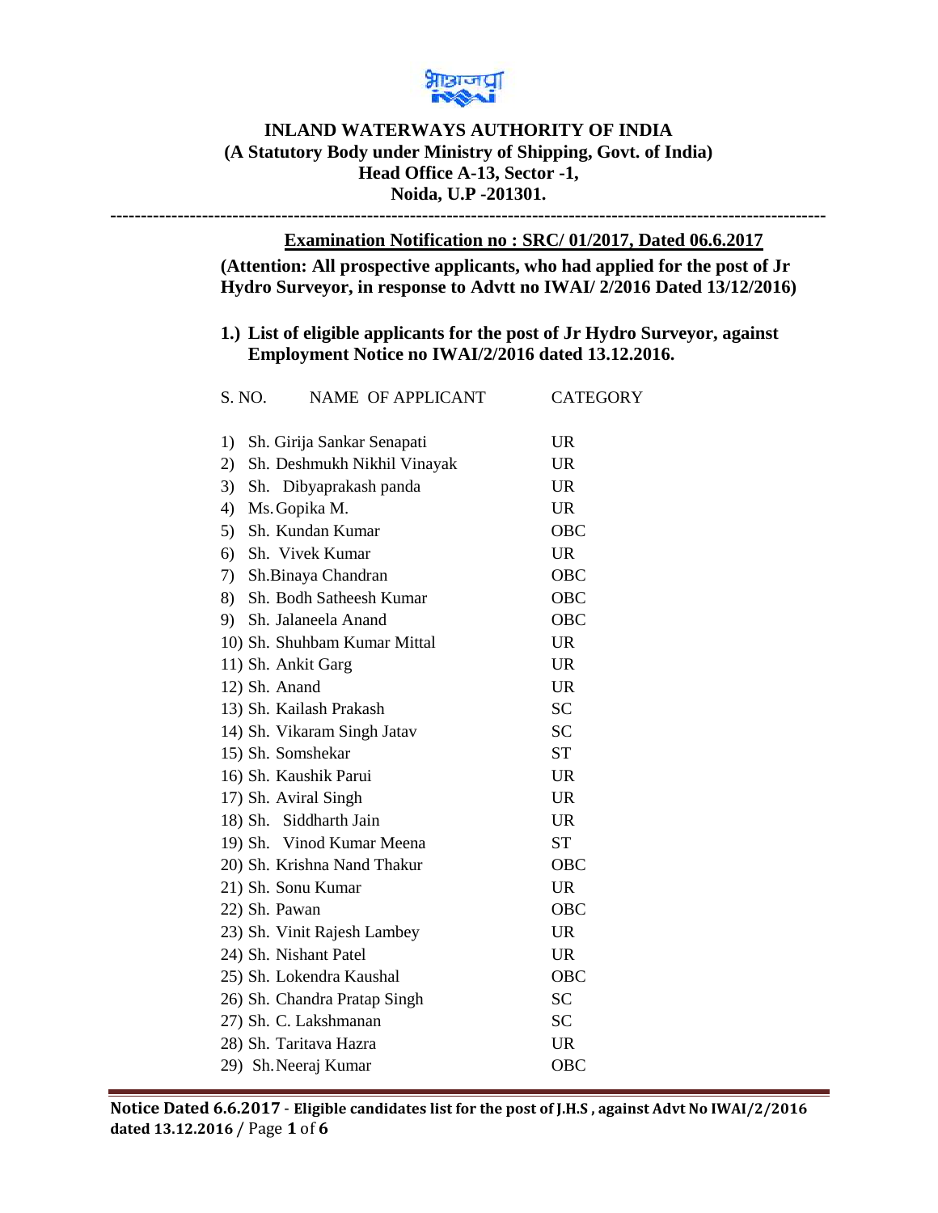# INLAND WATERWAYS AUTHORITY OF INDIA
## (A Statutory Body under Ministry of Shipping, Govt. of India)
## Head Office A-13, Sector -1,
## Noida, U.P -201301.

---

**Examination Notification no : SRC/ 01/2017, Dated 06.6.2017**

**(Attention: All prospective applicants, who had applied for the post of Jr Hydro Surveyor, in response to Advtt no IWAI/ 2/2016 Dated 13/12/2016)**

**1.) List of eligible applicants for the post of Jr Hydro Surveyor, against Employment Notice no IWAI/2/2016 dated 13.12.2016.**

| S. NO. | NAME OF APPLICANT | CATEGORY |
|---|---|---|
| 1) | Sh. Girija Sankar Senapati | UR |
| 2) | Sh. Deshmukh Nikhil Vinayak | UR |
| 3) | Sh. Dibyaprakash panda | UR |
| 4) | Ms. Gopika M. | UR |
| 5) | Sh. Kundan Kumar | OBC |
| 6) | Sh. Vivek Kumar | UR |
| 7) | Sh.Binaya Chandran | OBC |
| 8) | Sh. Bodh Satheesh Kumar | OBC |
| 9) | Sh. Jalaneela Anand | OBC |
| 10) | Sh. Shuhbam Kumar Mittal | UR |
| 11) | Sh. Ankit Garg | UR |
| 12) | Sh. Anand | UR |
| 13) | Sh. Kailash Prakash | SC |
| 14) | Sh. Vikaram Singh Jatav | SC |
| 15) | Sh. Somshekar | ST |
| 16) | Sh. Kaushik Parui | UR |
| 17) | Sh. Aviral Singh | UR |
| 18) | Sh. Siddharth Jain | UR |
| 19) | Sh. Vinod Kumar Meena | ST |
| 20) | Sh. Krishna Nand Thakur | OBC |
| 21) | Sh. Sonu Kumar | UR |
| 22) | Sh. Pawan | OBC |
| 23) | Sh. Vinit Rajesh Lambey | UR |
| 24) | Sh. Nishant Patel | UR |
| 25) | Sh. Lokendra Kaushal | OBC |
| 26) | Sh. Chandra Pratap Singh | SC |
| 27) | Sh. C. Lakshmanan | SC |
| 28) | Sh. Taritava Hazra | UR |
| 29) | Sh. Neeraj Kumar | OBC |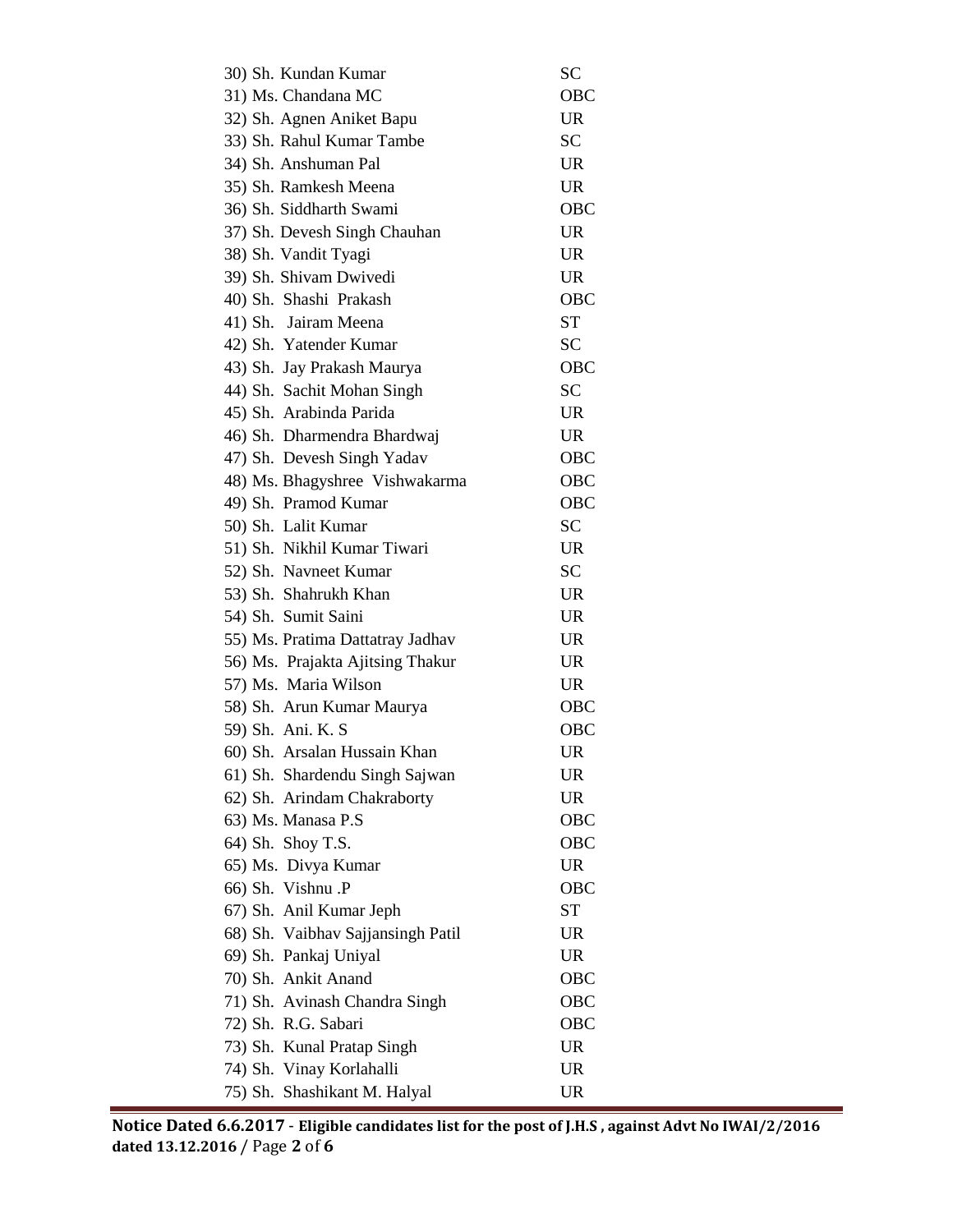| | |
|---|---|
| 30) Sh. Kundan Kumar | SC |
| 31) Ms. Chandana MC | OBC |
| 32) Sh. Agnen Aniket Bapu | UR |
| 33) Sh. Rahul Kumar Tambe | SC |
| 34) Sh. Anshuman Pal | UR |
| 35) Sh. Ramkesh Meena | UR |
| 36) Sh. Siddharth Swami | OBC |
| 37) Sh. Devesh Singh Chauhan | UR |
| 38) Sh. Vandit Tyagi | UR |
| 39) Sh. Shivam Dwivedi | UR |
| 40) Sh. Shashi Prakash | OBC |
| 41) Sh. Jairam Meena | ST |
| 42) Sh. Yatender Kumar | SC |
| 43) Sh. Jay Prakash Maurya | OBC |
| 44) Sh. Sachit Mohan Singh | SC |
| 45) Sh. Arabinda Parida | UR |
| 46) Sh. Dharmendra Bhardwaj | UR |
| 47) Sh. Devesh Singh Yadav | OBC |
| 48) Ms. Bhagyshree Vishwakarma | OBC |
| 49) Sh. Pramod Kumar | OBC |
| 50) Sh. Lalit Kumar | SC |
| 51) Sh. Nikhil Kumar Tiwari | UR |
| 52) Sh. Navneet Kumar | SC |
| 53) Sh. Shahrukh Khan | UR |
| 54) Sh. Sumit Saini | UR |
| 55) Ms. Pratima Dattatray Jadhav | UR |
| 56) Ms. Prajakta Ajitsing Thakur | UR |
| 57) Ms. Maria Wilson | UR |
| 58) Sh. Arun Kumar Maurya | OBC |
| 59) Sh. Ani. K. S | OBC |
| 60) Sh. Arsalan Hussain Khan | UR |
| 61) Sh. Shardendu Singh Sajwan | UR |
| 62) Sh. Arindam Chakraborty | UR |
| 63) Ms. Manasa P.S | OBC |
| 64) Sh. Shoy T.S. | OBC |
| 65) Ms. Divya Kumar | UR |
| 66) Sh. Vishnu .P | OBC |
| 67) Sh. Anil Kumar Jeph | ST |
| 68) Sh. Vaibhav Sajjansingh Patil | UR |
| 69) Sh. Pankaj Uniyal | UR |
| 70) Sh. Ankit Anand | OBC |
| 71) Sh. Avinash Chandra Singh | OBC |
| 72) Sh. R.G. Sabari | OBC |
| 73) Sh. Kunal Pratap Singh | UR |
| 74) Sh. Vinay Korlahalli | UR |
| 75) Sh. Shashikant M. Halyal | UR |

**Notice Dated 6.6.2017 - Eligible candidates list for the post of J.H.S , against Advt No IWAI/2/2016 dated 13.12.2016**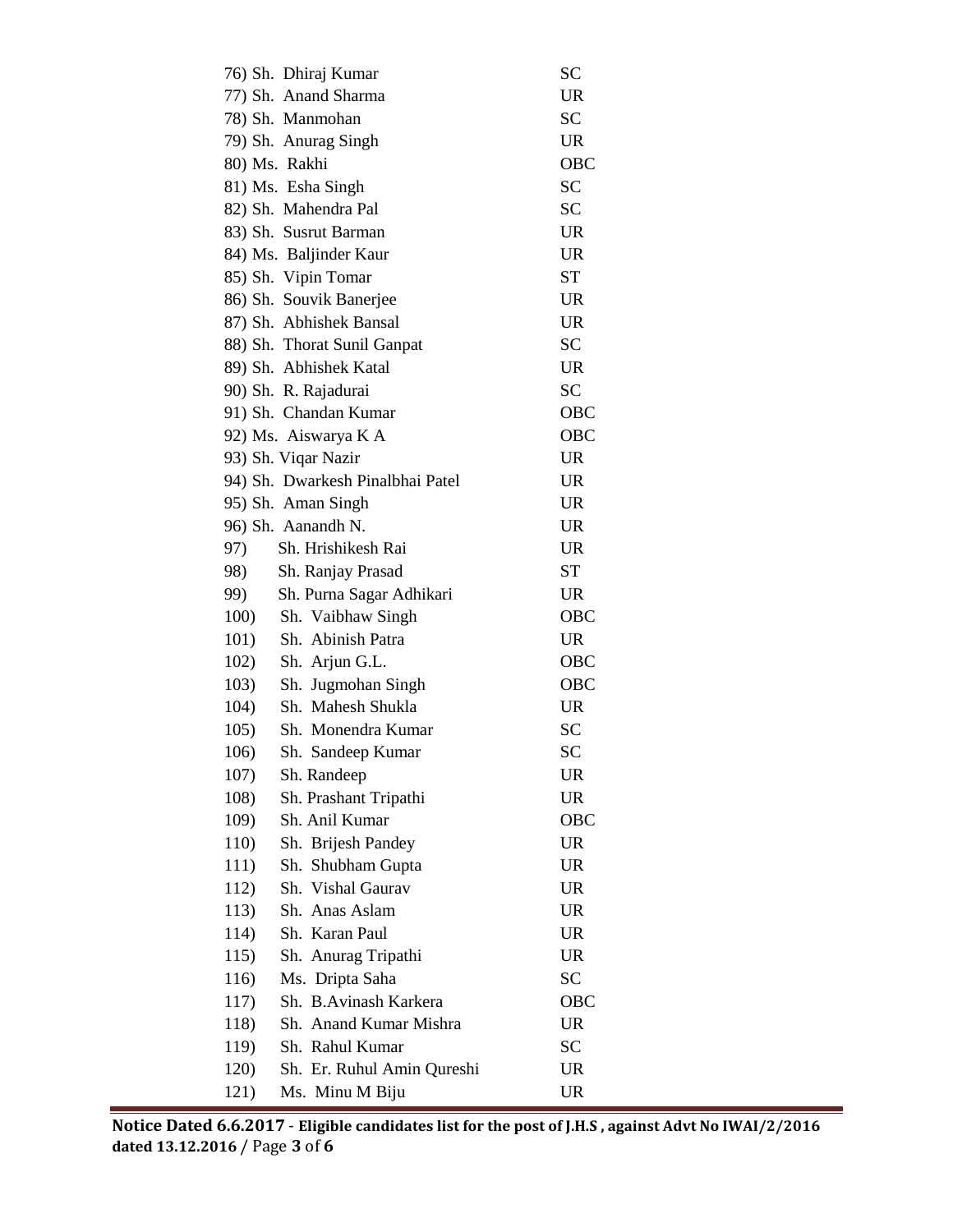| | |
|---|---|
| 76) Sh. Dhiraj Kumar | SC |
| 77) Sh. Anand Sharma | UR |
| 78) Sh. Manmohan | SC |
| 79) Sh. Anurag Singh | UR |
| 80) Ms. Rakhi | OBC |
| 81) Ms. Esha Singh | SC |
| 82) Sh. Mahendra Pal | SC |
| 83) Sh. Susrut Barman | UR |
| 84) Ms. Baljinder Kaur | UR |
| 85) Sh. Vipin Tomar | ST |
| 86) Sh. Souvik Banerjee | UR |
| 87) Sh. Abhishek Bansal | UR |
| 88) Sh. Thorat Sunil Ganpat | SC |
| 89) Sh. Abhishek Katal | UR |
| 90) Sh. R. Rajadurai | SC |
| 91) Sh. Chandan Kumar | OBC |
| 92) Ms. Aiswarya K A | OBC |
| 93) Sh. Viqar Nazir | UR |
| 94) Sh. Dwarkesh Pinalbhai Patel | UR |
| 95) Sh. Aman Singh | UR |
| 96) Sh. Aanandh N. | UR |
| 97) Sh. Hrishikesh Rai | UR |
| 98) Sh. Ranjay Prasad | ST |
| 99) Sh. Purna Sagar Adhikari | UR |
| 100) Sh. Vaibhaw Singh | OBC |
| 101) Sh. Abinish Patra | UR |
| 102) Sh. Arjun G.L. | OBC |
| 103) Sh. Jugmohan Singh | OBC |
| 104) Sh. Mahesh Shukla | UR |
| 105) Sh. Monendra Kumar | SC |
| 106) Sh. Sandeep Kumar | SC |
| 107) Sh. Randeep | UR |
| 108) Sh. Prashant Tripathi | UR |
| 109) Sh. Anil Kumar | OBC |
| 110) Sh. Brijesh Pandey | UR |
| 111) Sh. Shubham Gupta | UR |
| 112) Sh. Vishal Gaurav | UR |
| 113) Sh. Anas Aslam | UR |
| 114) Sh. Karan Paul | UR |
| 115) Sh. Anurag Tripathi | UR |
| 116) Ms. Dripta Saha | SC |
| 117) Sh. B.Avinash Karkera | OBC |
| 118) Sh. Anand Kumar Mishra | UR |
| 119) Sh. Rahul Kumar | SC |
| 120) Sh. Er. Ruhul Amin Qureshi | UR |
| 121) Ms. Minu M Biju | UR |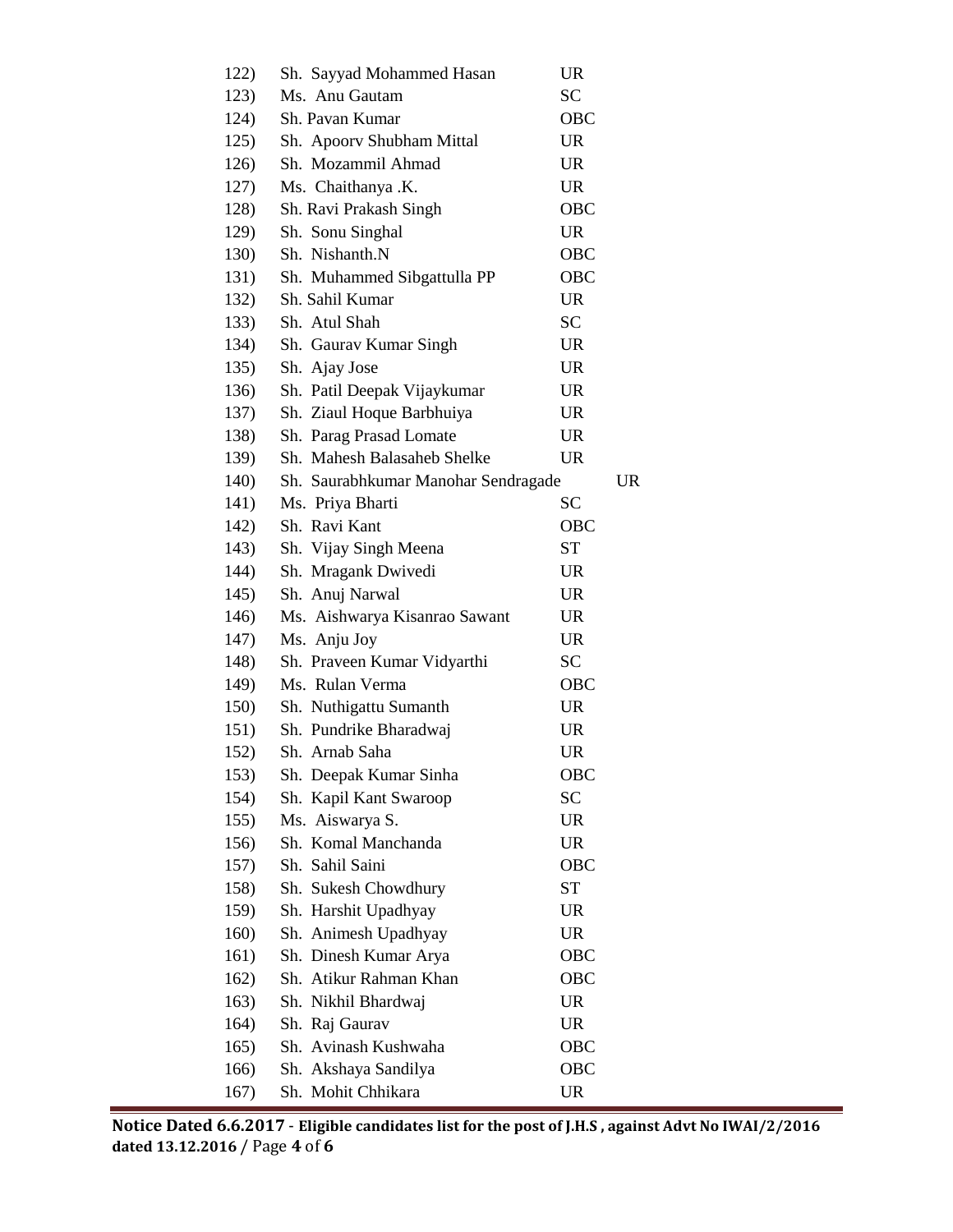| | | |
|---|---|---|
| 122) | Sh. Sayyad Mohammed Hasan | UR |
| 123) | Ms. Anu Gautam | SC |
| 124) | Sh. Pavan Kumar | OBC |
| 125) | Sh. Apoorv Shubham Mittal | UR |
| 126) | Sh. Mozammil Ahmad | UR |
| 127) | Ms. Chaithanya .K. | UR |
| 128) | Sh. Ravi Prakash Singh | OBC |
| 129) | Sh. Sonu Singhal | UR |
| 130) | Sh. Nishanth.N | OBC |
| 131) | Sh. Muhammed Sibgattulla PP | OBC |
| 132) | Sh. Sahil Kumar | UR |
| 133) | Sh. Atul Shah | SC |
| 134) | Sh. Gaurav Kumar Singh | UR |
| 135) | Sh. Ajay Jose | UR |
| 136) | Sh. Patil Deepak Vijaykumar | UR |
| 137) | Sh. Ziaul Hoque Barbhuiya | UR |
| 138) | Sh. Parag Prasad Lomate | UR |
| 139) | Sh. Mahesh Balasaheb Shelke | UR |
| 140) | Sh. Saurabhkumar Manohar Sendragade | UR |
| 141) | Ms. Priya Bharti | SC |
| 142) | Sh. Ravi Kant | OBC |
| 143) | Sh. Vijay Singh Meena | ST |
| 144) | Sh. Mragank Dwivedi | UR |
| 145) | Sh. Anuj Narwal | UR |
| 146) | Ms. Aishwarya Kisanrao Sawant | UR |
| 147) | Ms. Anju Joy | UR |
| 148) | Sh. Praveen Kumar Vidyarthi | SC |
| 149) | Ms. Rulan Verma | OBC |
| 150) | Sh. Nuthigattu Sumanth | UR |
| 151) | Sh. Pundrike Bharadwaj | UR |
| 152) | Sh. Arnab Saha | UR |
| 153) | Sh. Deepak Kumar Sinha | OBC |
| 154) | Sh. Kapil Kant Swaroop | SC |
| 155) | Ms. Aiswarya S. | UR |
| 156) | Sh. Komal Manchanda | UR |
| 157) | Sh. Sahil Saini | OBC |
| 158) | Sh. Sukesh Chowdhury | ST |
| 159) | Sh. Harshit Upadhyay | UR |
| 160) | Sh. Animesh Upadhyay | UR |
| 161) | Sh. Dinesh Kumar Arya | OBC |
| 162) | Sh. Atikur Rahman Khan | OBC |
| 163) | Sh. Nikhil Bhardwaj | UR |
| 164) | Sh. Raj Gaurav | UR |
| 165) | Sh. Avinash Kushwaha | OBC |
| 166) | Sh. Akshaya Sandilya | OBC |
| 167) | Sh. Mohit Chhikara | UR |

**Notice Dated 6.6.2017 - Eligible candidates list for the post of J.H.S , against Advt No IWAI/2/2016 dated 13.12.2016**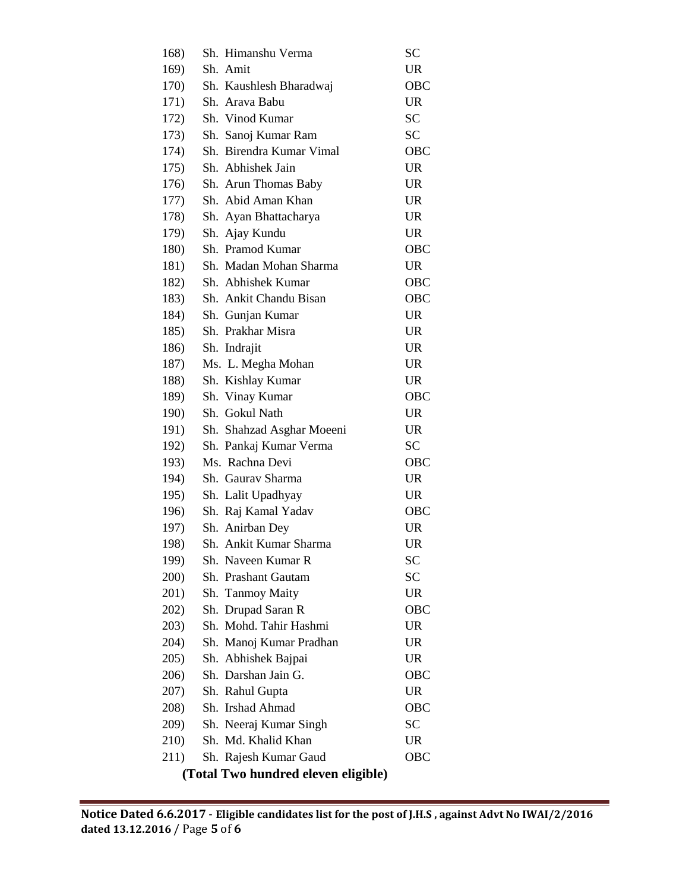| | | |
|---|---|---|
| 168) | Sh. Himanshu Verma | SC |
| 169) | Sh. Amit | UR |
| 170) | Sh. Kaushlesh Bharadwaj | OBC |
| 171) | Sh. Arava Babu | UR |
| 172) | Sh. Vinod Kumar | SC |
| 173) | Sh. Sanoj Kumar Ram | SC |
| 174) | Sh. Birendra Kumar Vimal | OBC |
| 175) | Sh. Abhishek Jain | UR |
| 176) | Sh. Arun Thomas Baby | UR |
| 177) | Sh. Abid Aman Khan | UR |
| 178) | Sh. Ayan Bhattacharya | UR |
| 179) | Sh. Ajay Kundu | UR |
| 180) | Sh. Pramod Kumar | OBC |
| 181) | Sh. Madan Mohan Sharma | UR |
| 182) | Sh. Abhishek Kumar | OBC |
| 183) | Sh. Ankit Chandu Bisan | OBC |
| 184) | Sh. Gunjan Kumar | UR |
| 185) | Sh. Prakhar Misra | UR |
| 186) | Sh. Indrajit | UR |
| 187) | Ms. L. Megha Mohan | UR |
| 188) | Sh. Kishlay Kumar | UR |
| 189) | Sh. Vinay Kumar | OBC |
| 190) | Sh. Gokul Nath | UR |
| 191) | Sh. Shahzad Asghar Moeeni | UR |
| 192) | Sh. Pankaj Kumar Verma | SC |
| 193) | Ms. Rachna Devi | OBC |
| 194) | Sh. Gaurav Sharma | UR |
| 195) | Sh. Lalit Upadhyay | UR |
| 196) | Sh. Raj Kamal Yadav | OBC |
| 197) | Sh. Anirban Dey | UR |
| 198) | Sh. Ankit Kumar Sharma | UR |
| 199) | Sh. Naveen Kumar R | SC |
| 200) | Sh. Prashant Gautam | SC |
| 201) | Sh. Tanmoy Maity | UR |
| 202) | Sh. Drupad Saran R | OBC |
| 203) | Sh. Mohd. Tahir Hashmi | UR |
| 204) | Sh. Manoj Kumar Pradhan | UR |
| 205) | Sh. Abhishek Bajpai | UR |
| 206) | Sh. Darshan Jain G. | OBC |
| 207) | Sh. Rahul Gupta | UR |
| 208) | Sh. Irshad Ahmad | OBC |
| 209) | Sh. Neeraj Kumar Singh | SC |
| 210) | Sh. Md. Khalid Khan | UR |
| 211) | Sh. Rajesh Kumar Gaud | OBC |

**(Total Two hundred eleven eligible)**

**Notice Dated 6.6.2017 - Eligible candidates list for the post of J.H.S , against Advt No IWAI/2/2016 dated 13.12.2016**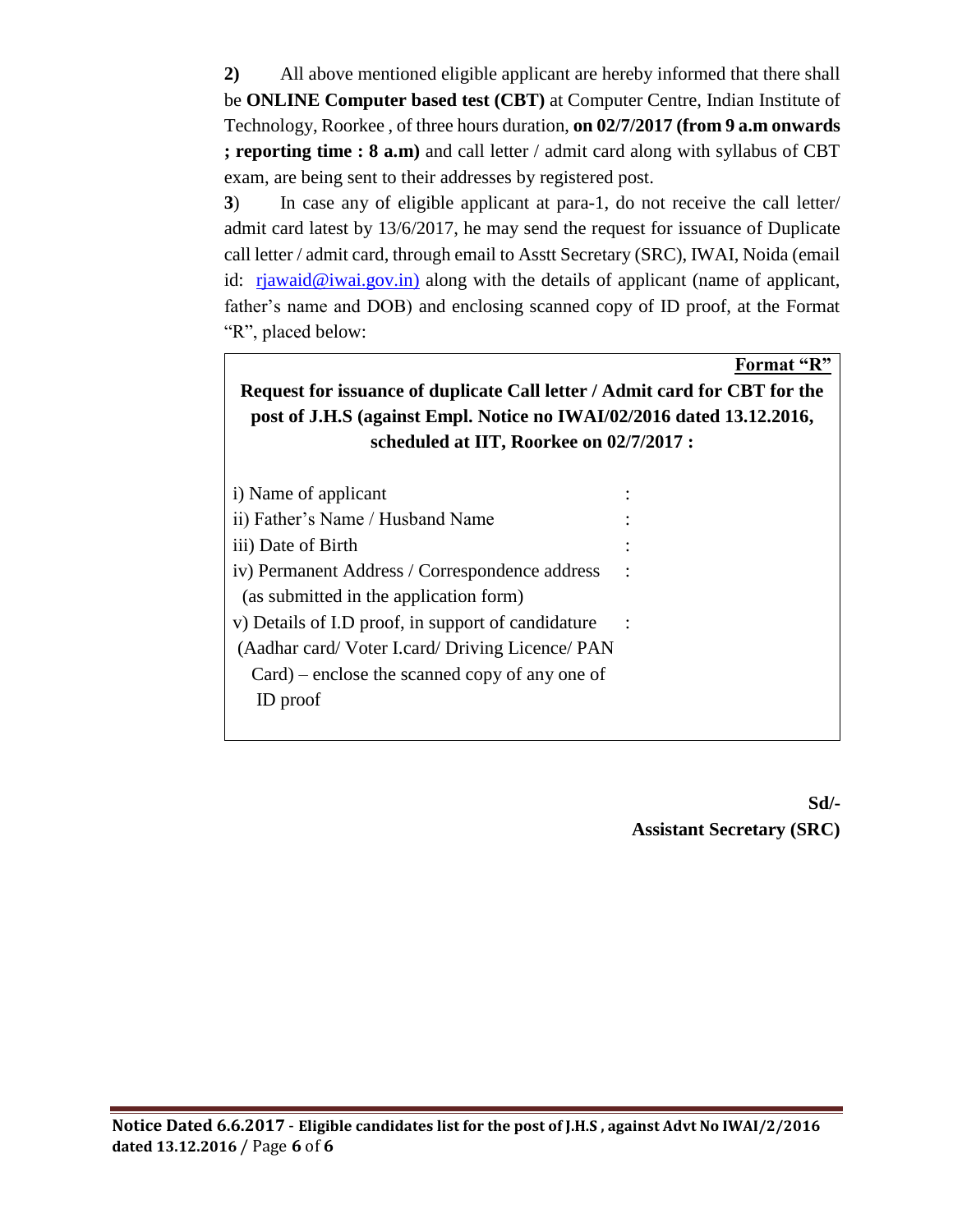**2)** All above mentioned eligible applicant are hereby informed that there shall be **ONLINE Computer based test (CBT)** at Computer Centre, Indian Institute of Technology, Roorkee , of three hours duration, **on 02/7/2017 (from 9 a.m onwards ; reporting time : 8 a.m)** and call letter / admit card along with syllabus of CBT exam, are being sent to their addresses by registered post.

**3**) In case any of eligible applicant at para-1, do not receive the call letter/ admit card latest by 13/6/2017, he may send the request for issuance of Duplicate call letter / admit card, through email to Asstt Secretary (SRC), IWAI, Noida (email id: rjawaid@iwai.gov.in) along with the details of applicant (name of applicant, father's name and DOB) and enclosing scanned copy of ID proof, at the Format "R", placed below:

**Format "R"**

**Request for issuance of duplicate Call letter / Admit card for CBT for the post of J.H.S (against Empl. Notice no IWAI/02/2016 dated 13.12.2016, scheduled at IIT, Roorkee on 02/7/2017 :**

| | |
|---|---|
| i) Name of applicant | : |
| ii) Father's Name / Husband Name | : |
| iii) Date of Birth | : |
| iv) Permanent Address / Correspondence address (as submitted in the application form) | : |
| v) Details of I.D proof, in support of candidature (Aadhar card/ Voter I.card/ Driving Licence/ PAN Card) – enclose the scanned copy of any one of ID proof | : |

**Sd/-**
**Assistant Secretary (SRC)**